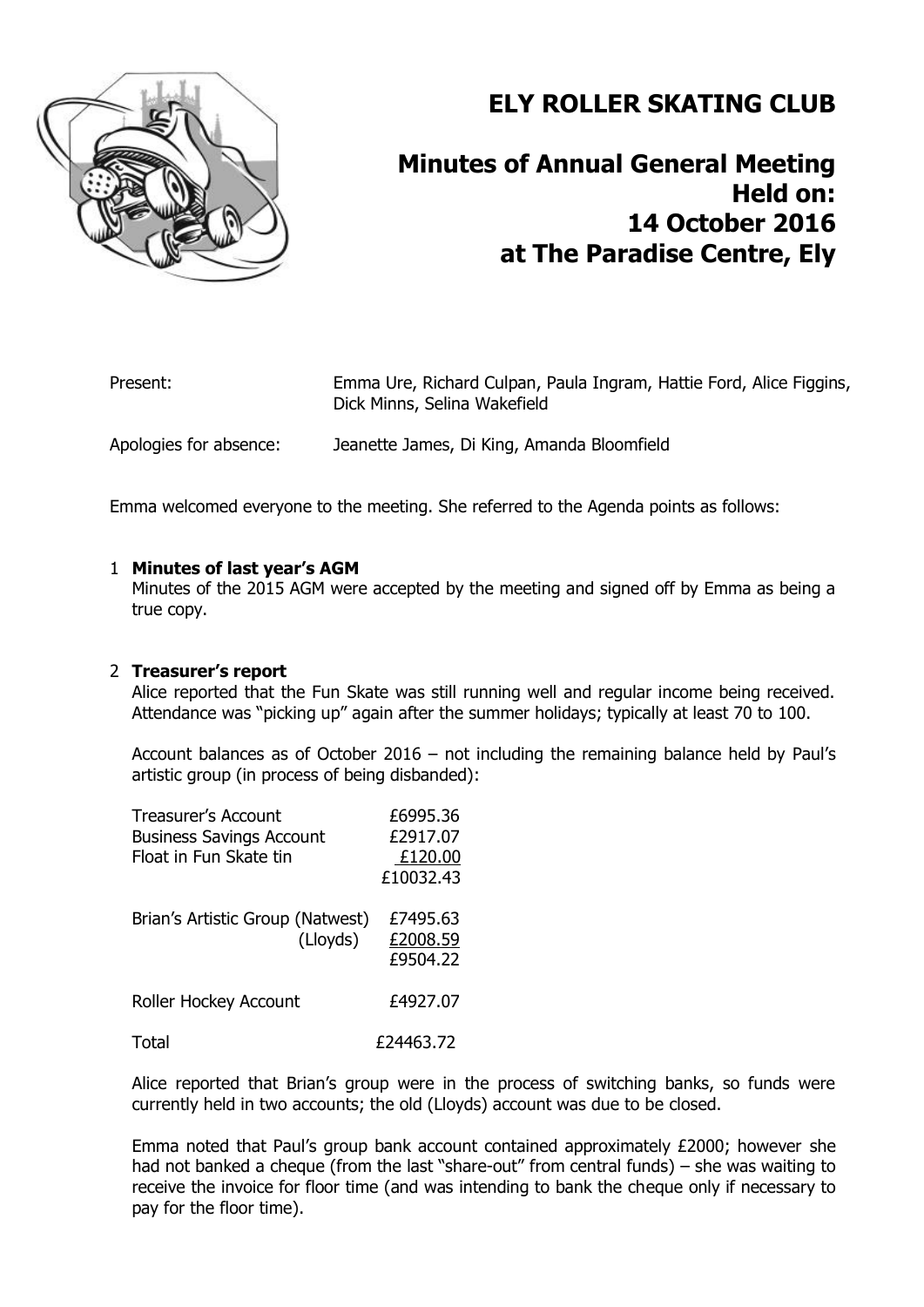# ELY ROLLER SKATING CLUB

## Minutes of Annual General Meeting Held on: 14 October 2016 at The Paradise Centre, Ely

Present: Emma Ure, Richard Culpan, Paula Ingram, Hattie Ford, Alice Figgins, Dick Minns, Selina Wakefield

Apologies for absence: Jeanette James, Di King, Amanda Bloomfield

Emma welcomed everyone to the meeting. She referred to the Agenda points as follows:

1 **Minutes of last year's AGM**

Minutes of the 2015 AGM were accepted by the meeting and signed off by Emma as being a true copy.

2 **Treasurer's report**

Alice reported that the Fun Skate was still running well and regular income being received. Attendance was "picking up" again after the summer holidays; typically at least 70 to 100.

Account balances as of October 2016 – not including the remaining balance held by Paul's artistic group (in process of being disbanded):

| | |
|---|---|
| Treasurer's Account | £6995.36 |
| Business Savings Account | £2917.07 |
| Float in Fun Skate tin | £120.00 |
| | £10032.43 |
| | |
| Brian's Artistic Group (Natwest) | £7495.63 |
| (Lloyds) | £2008.59 |
| | £9504.22 |
| | |
| Roller Hockey Account | £4927.07 |
| | |
| Total | £24463.72 |

Alice reported that Brian's group were in the process of switching banks, so funds were currently held in two accounts; the old (Lloyds) account was due to be closed.

Emma noted that Paul's group bank account contained approximately £2000; however she had not banked a cheque (from the last "share-out" from central funds) – she was waiting to receive the invoice for floor time (and was intending to bank the cheque only if necessary to pay for the floor time).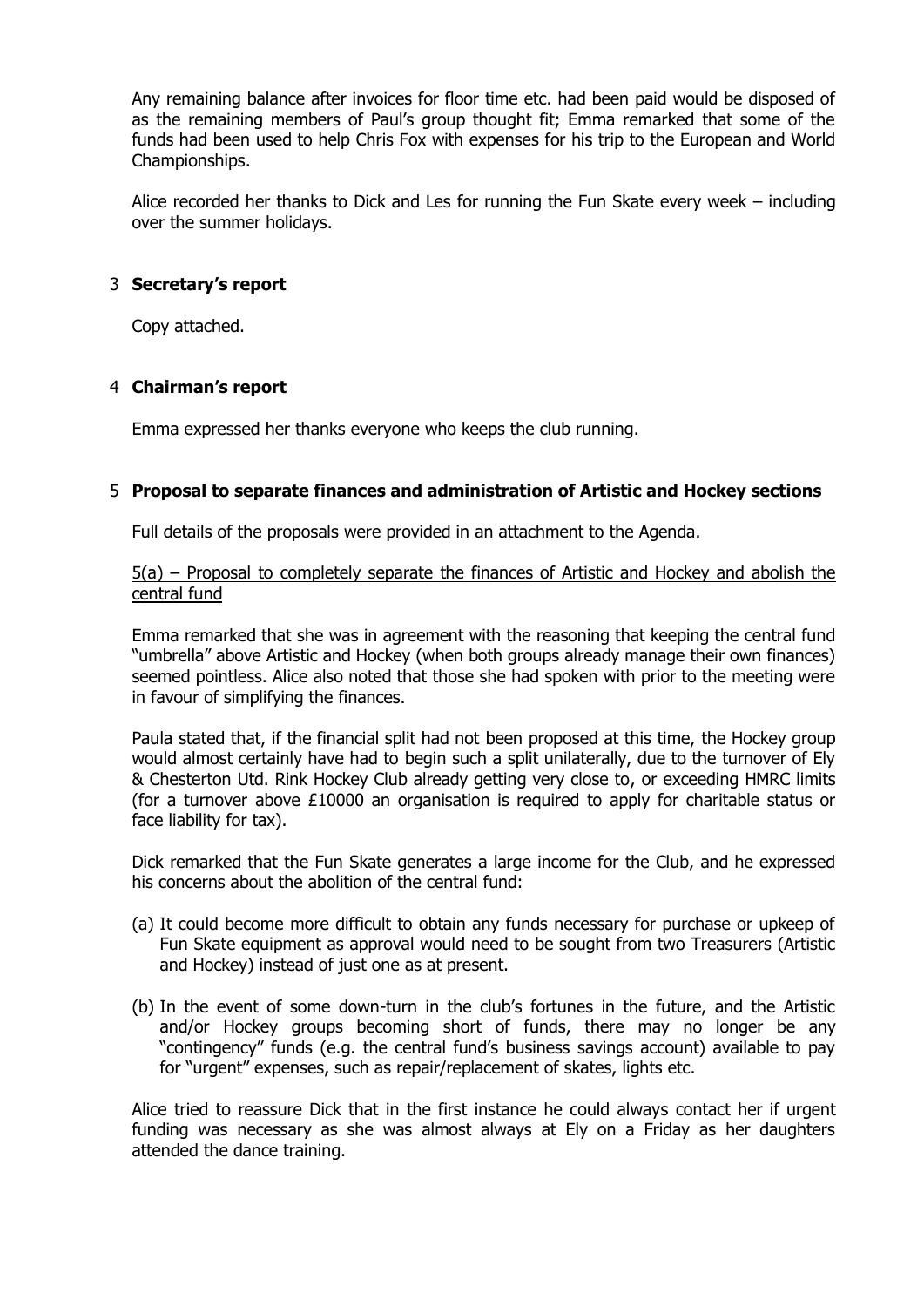Any remaining balance after invoices for floor time etc. had been paid would be disposed of as the remaining members of Paul's group thought fit; Emma remarked that some of the funds had been used to help Chris Fox with expenses for his trip to the European and World Championships.

Alice recorded her thanks to Dick and Les for running the Fun Skate every week – including over the summer holidays.

## 3 Secretary's report

Copy attached.

## 4 Chairman's report

Emma expressed her thanks everyone who keeps the club running.

## 5 Proposal to separate finances and administration of Artistic and Hockey sections

Full details of the proposals were provided in an attachment to the Agenda.

<u>5(a) – Proposal to completely separate the finances of Artistic and Hockey and abolish the central fund</u>

Emma remarked that she was in agreement with the reasoning that keeping the central fund "umbrella" above Artistic and Hockey (when both groups already manage their own finances) seemed pointless. Alice also noted that those she had spoken with prior to the meeting were in favour of simplifying the finances.

Paula stated that, if the financial split had not been proposed at this time, the Hockey group would almost certainly have had to begin such a split unilaterally, due to the turnover of Ely & Chesterton Utd. Rink Hockey Club already getting very close to, or exceeding HMRC limits (for a turnover above £10000 an organisation is required to apply for charitable status or face liability for tax).

Dick remarked that the Fun Skate generates a large income for the Club, and he expressed his concerns about the abolition of the central fund:

(a) It could become more difficult to obtain any funds necessary for purchase or upkeep of Fun Skate equipment as approval would need to be sought from two Treasurers (Artistic and Hockey) instead of just one as at present.

(b) In the event of some down-turn in the club's fortunes in the future, and the Artistic and/or Hockey groups becoming short of funds, there may no longer be any "contingency" funds (e.g. the central fund's business savings account) available to pay for "urgent" expenses, such as repair/replacement of skates, lights etc.

Alice tried to reassure Dick that in the first instance he could always contact her if urgent funding was necessary as she was almost always at Ely on a Friday as her daughters attended the dance training.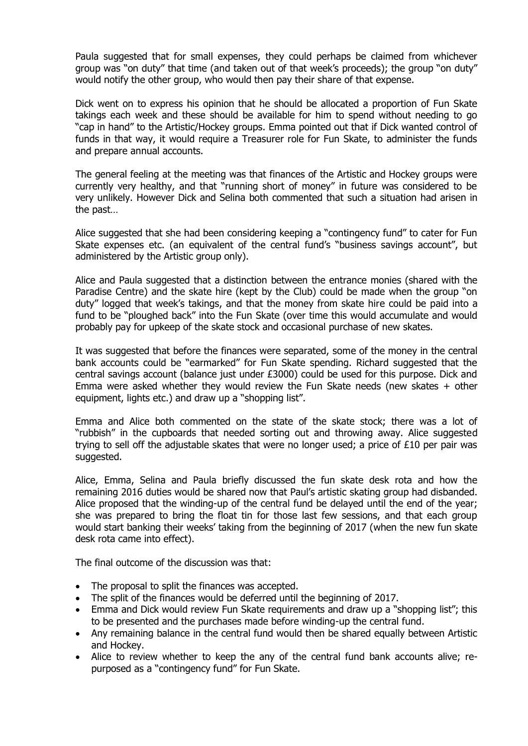Paula suggested that for small expenses, they could perhaps be claimed from whichever group was "on duty" that time (and taken out of that week's proceeds); the group "on duty" would notify the other group, who would then pay their share of that expense.

Dick went on to express his opinion that he should be allocated a proportion of Fun Skate takings each week and these should be available for him to spend without needing to go "cap in hand" to the Artistic/Hockey groups. Emma pointed out that if Dick wanted control of funds in that way, it would require a Treasurer role for Fun Skate, to administer the funds and prepare annual accounts.

The general feeling at the meeting was that finances of the Artistic and Hockey groups were currently very healthy, and that "running short of money" in future was considered to be very unlikely. However Dick and Selina both commented that such a situation had arisen in the past…

Alice suggested that she had been considering keeping a "contingency fund" to cater for Fun Skate expenses etc. (an equivalent of the central fund's "business savings account", but administered by the Artistic group only).

Alice and Paula suggested that a distinction between the entrance monies (shared with the Paradise Centre) and the skate hire (kept by the Club) could be made when the group "on duty" logged that week's takings, and that the money from skate hire could be paid into a fund to be "ploughed back" into the Fun Skate (over time this would accumulate and would probably pay for upkeep of the skate stock and occasional purchase of new skates.

It was suggested that before the finances were separated, some of the money in the central bank accounts could be "earmarked" for Fun Skate spending. Richard suggested that the central savings account (balance just under £3000) could be used for this purpose. Dick and Emma were asked whether they would review the Fun Skate needs (new skates + other equipment, lights etc.) and draw up a "shopping list".

Emma and Alice both commented on the state of the skate stock; there was a lot of "rubbish" in the cupboards that needed sorting out and throwing away. Alice suggested trying to sell off the adjustable skates that were no longer used; a price of £10 per pair was suggested.

Alice, Emma, Selina and Paula briefly discussed the fun skate desk rota and how the remaining 2016 duties would be shared now that Paul's artistic skating group had disbanded. Alice proposed that the winding-up of the central fund be delayed until the end of the year; she was prepared to bring the float tin for those last few sessions, and that each group would start banking their weeks' taking from the beginning of 2017 (when the new fun skate desk rota came into effect).

The final outcome of the discussion was that:

- The proposal to split the finances was accepted.
- The split of the finances would be deferred until the beginning of 2017.
- Emma and Dick would review Fun Skate requirements and draw up a "shopping list"; this to be presented and the purchases made before winding-up the central fund.
- Any remaining balance in the central fund would then be shared equally between Artistic and Hockey.
- Alice to review whether to keep the any of the central fund bank accounts alive; re-purposed as a "contingency fund" for Fun Skate.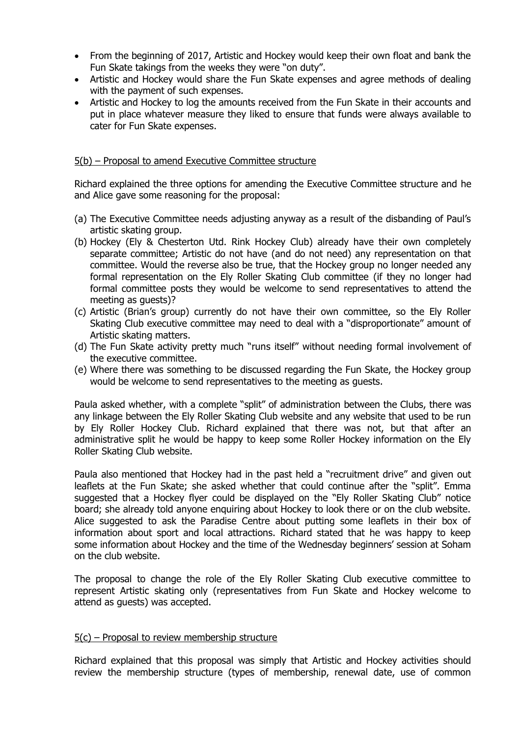- From the beginning of 2017, Artistic and Hockey would keep their own float and bank the Fun Skate takings from the weeks they were "on duty".
- Artistic and Hockey would share the Fun Skate expenses and agree methods of dealing with the payment of such expenses.
- Artistic and Hockey to log the amounts received from the Fun Skate in their accounts and put in place whatever measure they liked to ensure that funds were always available to cater for Fun Skate expenses.

5(b) – Proposal to amend Executive Committee structure

Richard explained the three options for amending the Executive Committee structure and he and Alice gave some reasoning for the proposal:

(a) The Executive Committee needs adjusting anyway as a result of the disbanding of Paul's artistic skating group.
(b) Hockey (Ely & Chesterton Utd. Rink Hockey Club) already have their own completely separate committee; Artistic do not have (and do not need) any representation on that committee. Would the reverse also be true, that the Hockey group no longer needed any formal representation on the Ely Roller Skating Club committee (if they no longer had formal committee posts they would be welcome to send representatives to attend the meeting as guests)?
(c) Artistic (Brian's group) currently do not have their own committee, so the Ely Roller Skating Club executive committee may need to deal with a "disproportionate" amount of Artistic skating matters.
(d) The Fun Skate activity pretty much "runs itself" without needing formal involvement of the executive committee.
(e) Where there was something to be discussed regarding the Fun Skate, the Hockey group would be welcome to send representatives to the meeting as guests.

Paula asked whether, with a complete "split" of administration between the Clubs, there was any linkage between the Ely Roller Skating Club website and any website that used to be run by Ely Roller Hockey Club. Richard explained that there was not, but that after an administrative split he would be happy to keep some Roller Hockey information on the Ely Roller Skating Club website.

Paula also mentioned that Hockey had in the past held a "recruitment drive" and given out leaflets at the Fun Skate; she asked whether that could continue after the "split". Emma suggested that a Hockey flyer could be displayed on the "Ely Roller Skating Club" notice board; she already told anyone enquiring about Hockey to look there or on the club website. Alice suggested to ask the Paradise Centre about putting some leaflets in their box of information about sport and local attractions. Richard stated that he was happy to keep some information about Hockey and the time of the Wednesday beginners' session at Soham on the club website.

The proposal to change the role of the Ely Roller Skating Club executive committee to represent Artistic skating only (representatives from Fun Skate and Hockey welcome to attend as guests) was accepted.

5(c) – Proposal to review membership structure

Richard explained that this proposal was simply that Artistic and Hockey activities should review the membership structure (types of membership, renewal date, use of common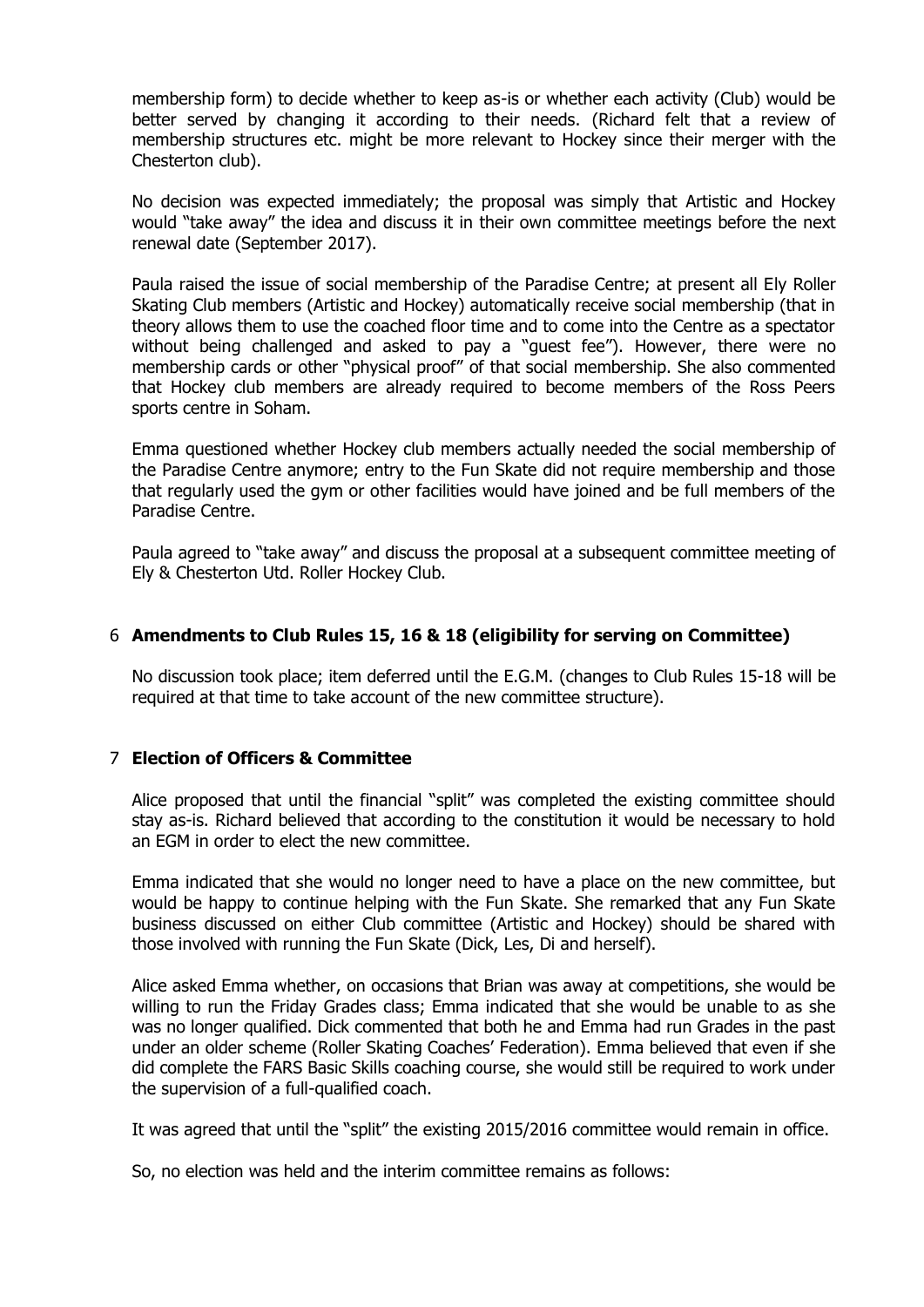membership form) to decide whether to keep as-is or whether each activity (Club) would be better served by changing it according to their needs. (Richard felt that a review of membership structures etc. might be more relevant to Hockey since their merger with the Chesterton club).

No decision was expected immediately; the proposal was simply that Artistic and Hockey would "take away" the idea and discuss it in their own committee meetings before the next renewal date (September 2017).

Paula raised the issue of social membership of the Paradise Centre; at present all Ely Roller Skating Club members (Artistic and Hockey) automatically receive social membership (that in theory allows them to use the coached floor time and to come into the Centre as a spectator without being challenged and asked to pay a "guest fee"). However, there were no membership cards or other "physical proof" of that social membership. She also commented that Hockey club members are already required to become members of the Ross Peers sports centre in Soham.

Emma questioned whether Hockey club members actually needed the social membership of the Paradise Centre anymore; entry to the Fun Skate did not require membership and those that regularly used the gym or other facilities would have joined and be full members of the Paradise Centre.

Paula agreed to "take away" and discuss the proposal at a subsequent committee meeting of Ely & Chesterton Utd. Roller Hockey Club.

## 6 Amendments to Club Rules 15, 16 & 18 (eligibility for serving on Committee)

No discussion took place; item deferred until the E.G.M. (changes to Club Rules 15-18 will be required at that time to take account of the new committee structure).

## 7 Election of Officers & Committee

Alice proposed that until the financial "split" was completed the existing committee should stay as-is. Richard believed that according to the constitution it would be necessary to hold an EGM in order to elect the new committee.

Emma indicated that she would no longer need to have a place on the new committee, but would be happy to continue helping with the Fun Skate. She remarked that any Fun Skate business discussed on either Club committee (Artistic and Hockey) should be shared with those involved with running the Fun Skate (Dick, Les, Di and herself).

Alice asked Emma whether, on occasions that Brian was away at competitions, she would be willing to run the Friday Grades class; Emma indicated that she would be unable to as she was no longer qualified. Dick commented that both he and Emma had run Grades in the past under an older scheme (Roller Skating Coaches' Federation). Emma believed that even if she did complete the FARS Basic Skills coaching course, she would still be required to work under the supervision of a full-qualified coach.

It was agreed that until the "split" the existing 2015/2016 committee would remain in office.

So, no election was held and the interim committee remains as follows: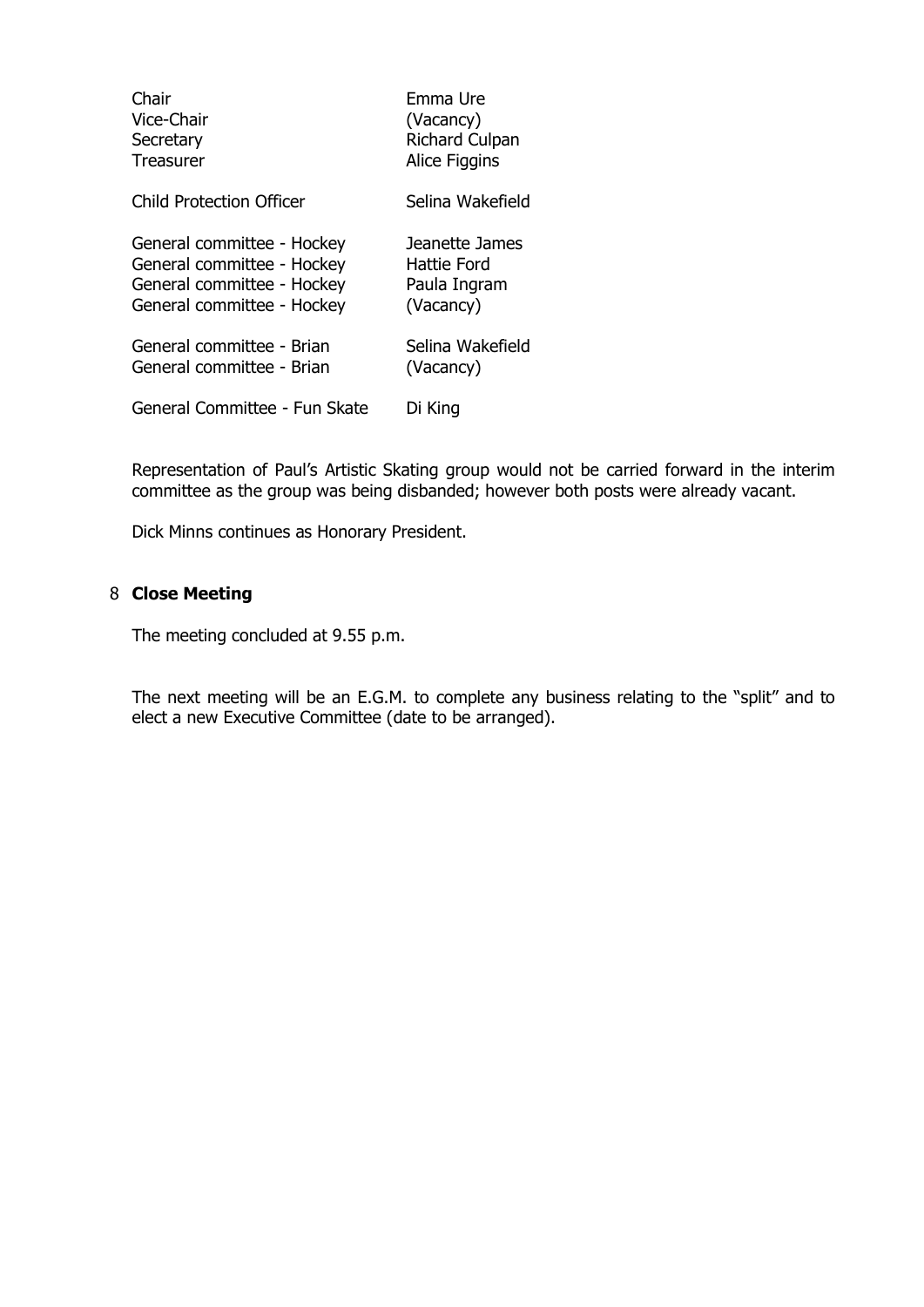| | |
|---|---|
| Chair | Emma Ure |
| Vice-Chair | (Vacancy) |
| Secretary | Richard Culpan |
| Treasurer | Alice Figgins |
| | |
| Child Protection Officer | Selina Wakefield |
| | |
| General committee - Hockey | Jeanette James |
| General committee - Hockey | Hattie Ford |
| General committee - Hockey | Paula Ingram |
| General committee - Hockey | (Vacancy) |
| | |
| General committee - Brian | Selina Wakefield |
| General committee - Brian | (Vacancy) |
| | |
| General Committee - Fun Skate | Di King |

Representation of Paul's Artistic Skating group would not be carried forward in the interim committee as the group was being disbanded; however both posts were already vacant.

Dick Minns continues as Honorary President.

## 8 Close Meeting

The meeting concluded at 9.55 p.m.

The next meeting will be an E.G.M. to complete any business relating to the "split" and to elect a new Executive Committee (date to be arranged).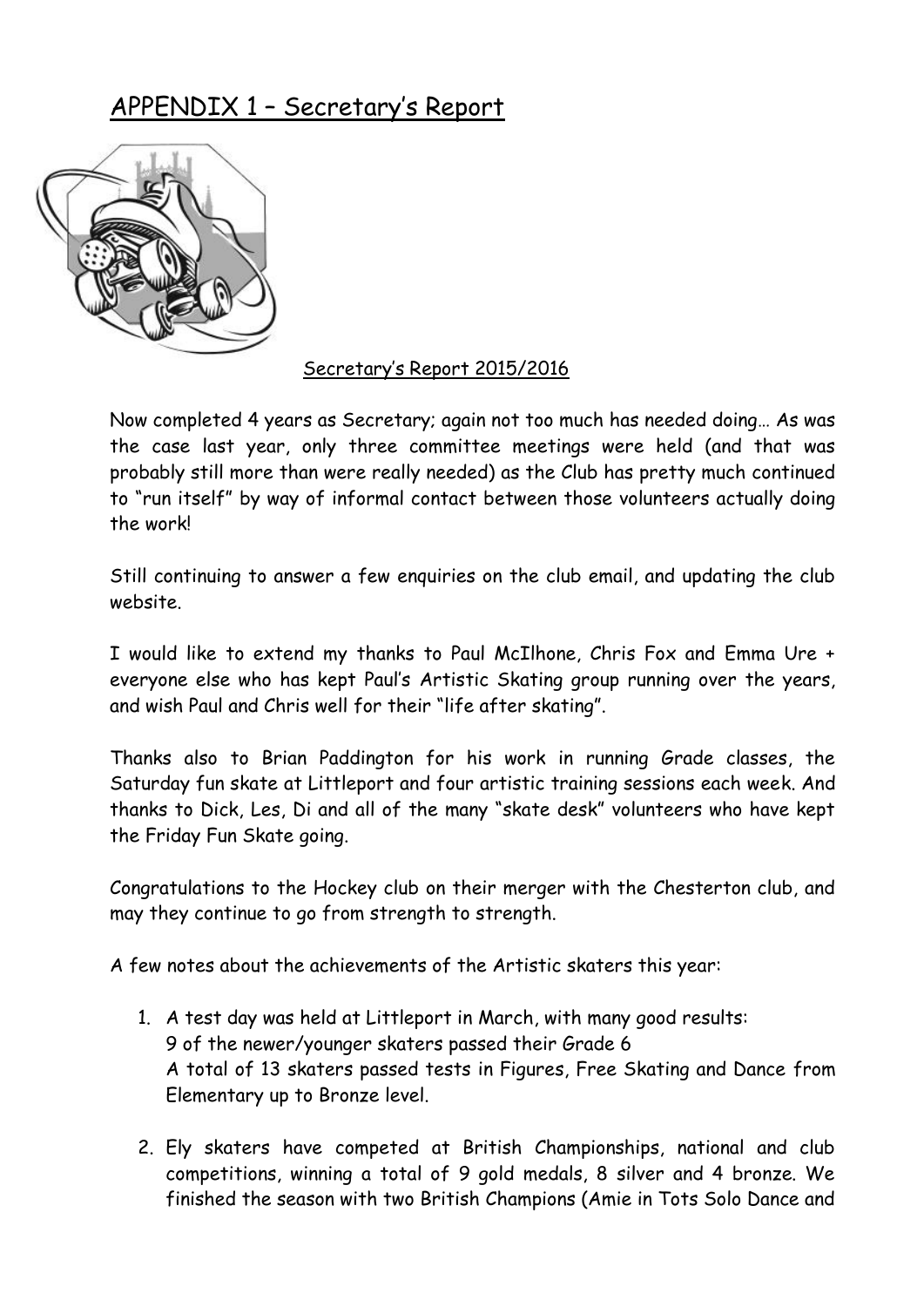# APPENDIX 1 – Secretary's Report

Secretary's Report 2015/2016

Now completed 4 years as Secretary; again not too much has needed doing… As was the case last year, only three committee meetings were held (and that was probably still more than were really needed) as the Club has pretty much continued to "run itself" by way of informal contact between those volunteers actually doing the work!

Still continuing to answer a few enquiries on the club email, and updating the club website.

I would like to extend my thanks to Paul McIlhone, Chris Fox and Emma Ure + everyone else who has kept Paul's Artistic Skating group running over the years, and wish Paul and Chris well for their "life after skating".

Thanks also to Brian Paddington for his work in running Grade classes, the Saturday fun skate at Littleport and four artistic training sessions each week. And thanks to Dick, Les, Di and all of the many "skate desk" volunteers who have kept the Friday Fun Skate going.

Congratulations to the Hockey club on their merger with the Chesterton club, and may they continue to go from strength to strength.

A few notes about the achievements of the Artistic skaters this year:

1. A test day was held at Littleport in March, with many good results:
   9 of the newer/younger skaters passed their Grade 6
   A total of 13 skaters passed tests in Figures, Free Skating and Dance from Elementary up to Bronze level.

2. Ely skaters have competed at British Championships, national and club competitions, winning a total of 9 gold medals, 8 silver and 4 bronze. We finished the season with two British Champions (Amie in Tots Solo Dance and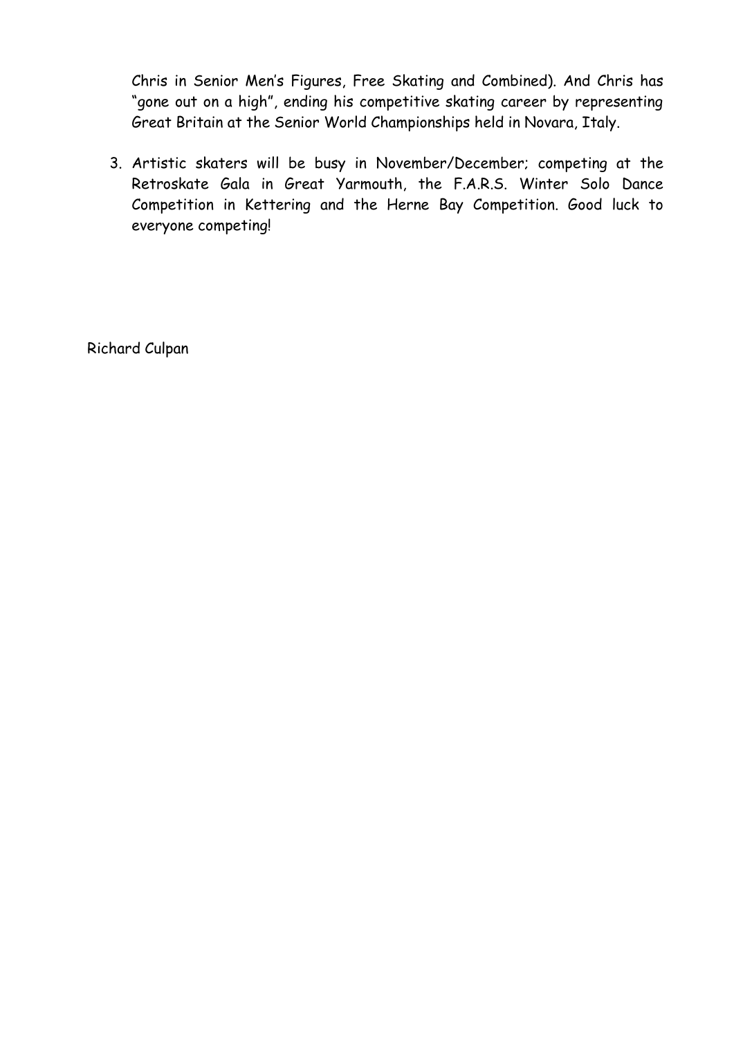Chris in Senior Men's Figures, Free Skating and Combined). And Chris has "gone out on a high", ending his competitive skating career by representing Great Britain at the Senior World Championships held in Novara, Italy.

3. Artistic skaters will be busy in November/December; competing at the Retroskate Gala in Great Yarmouth, the F.A.R.S. Winter Solo Dance Competition in Kettering and the Herne Bay Competition. Good luck to everyone competing!

Richard Culpan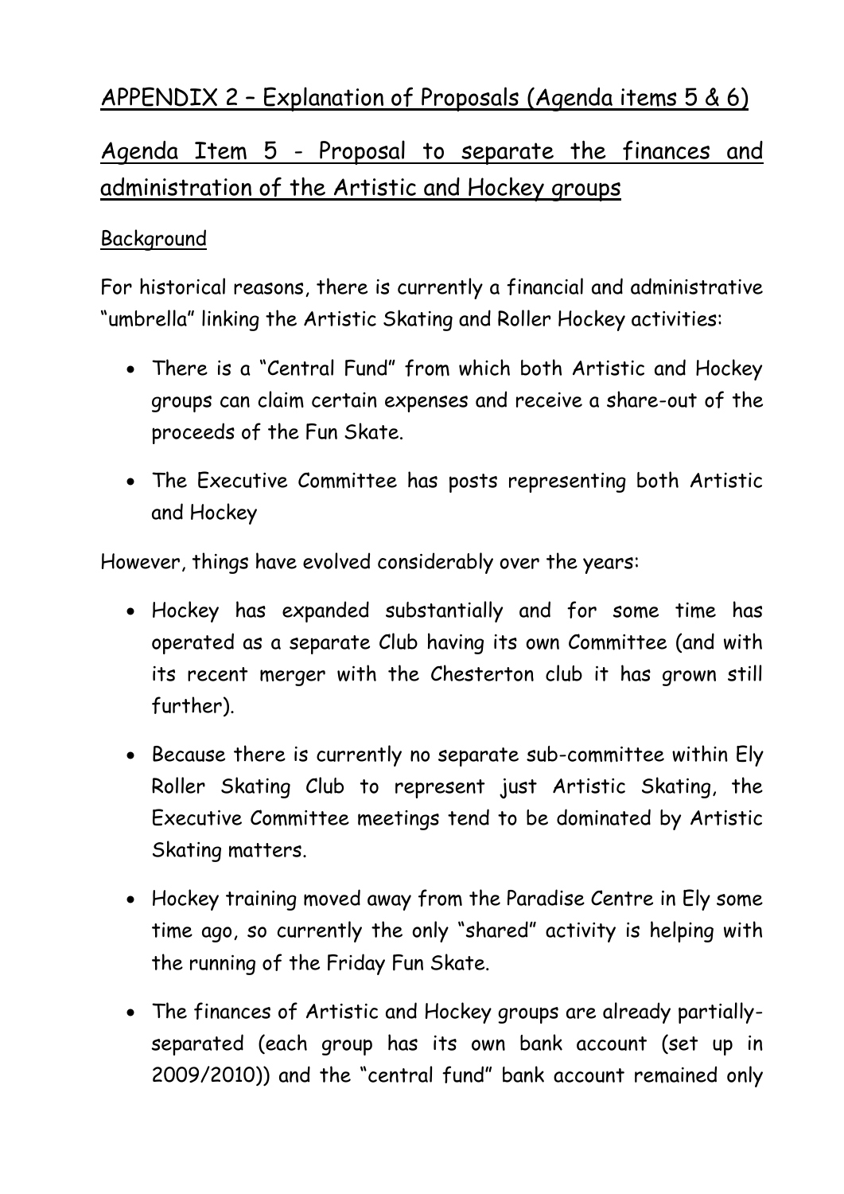## APPENDIX 2 – Explanation of Proposals (Agenda items 5 & 6)

## Agenda Item 5 - Proposal to separate the finances and administration of the Artistic and Hockey groups

### Background

For historical reasons, there is currently a financial and administrative "umbrella" linking the Artistic Skating and Roller Hockey activities:

- There is a "Central Fund" from which both Artistic and Hockey groups can claim certain expenses and receive a share-out of the proceeds of the Fun Skate.
- The Executive Committee has posts representing both Artistic and Hockey

However, things have evolved considerably over the years:

- Hockey has expanded substantially and for some time has operated as a separate Club having its own Committee (and with its recent merger with the Chesterton club it has grown still further).
- Because there is currently no separate sub-committee within Ely Roller Skating Club to represent just Artistic Skating, the Executive Committee meetings tend to be dominated by Artistic Skating matters.
- Hockey training moved away from the Paradise Centre in Ely some time ago, so currently the only "shared" activity is helping with the running of the Friday Fun Skate.
- The finances of Artistic and Hockey groups are already partially-separated (each group has its own bank account (set up in 2009/2010)) and the "central fund" bank account remained only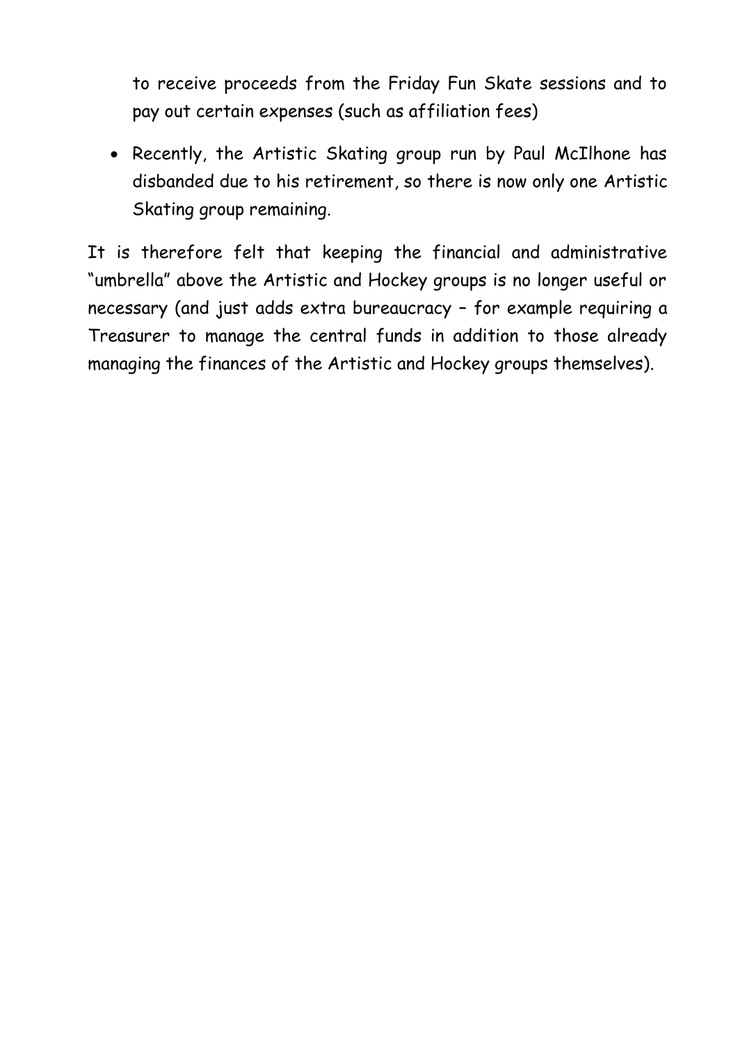to receive proceeds from the Friday Fun Skate sessions and to pay out certain expenses (such as affiliation fees)

- Recently, the Artistic Skating group run by Paul McIlhone has disbanded due to his retirement, so there is now only one Artistic Skating group remaining.

It is therefore felt that keeping the financial and administrative “umbrella” above the Artistic and Hockey groups is no longer useful or necessary (and just adds extra bureaucracy – for example requiring a Treasurer to manage the central funds in addition to those already managing the finances of the Artistic and Hockey groups themselves).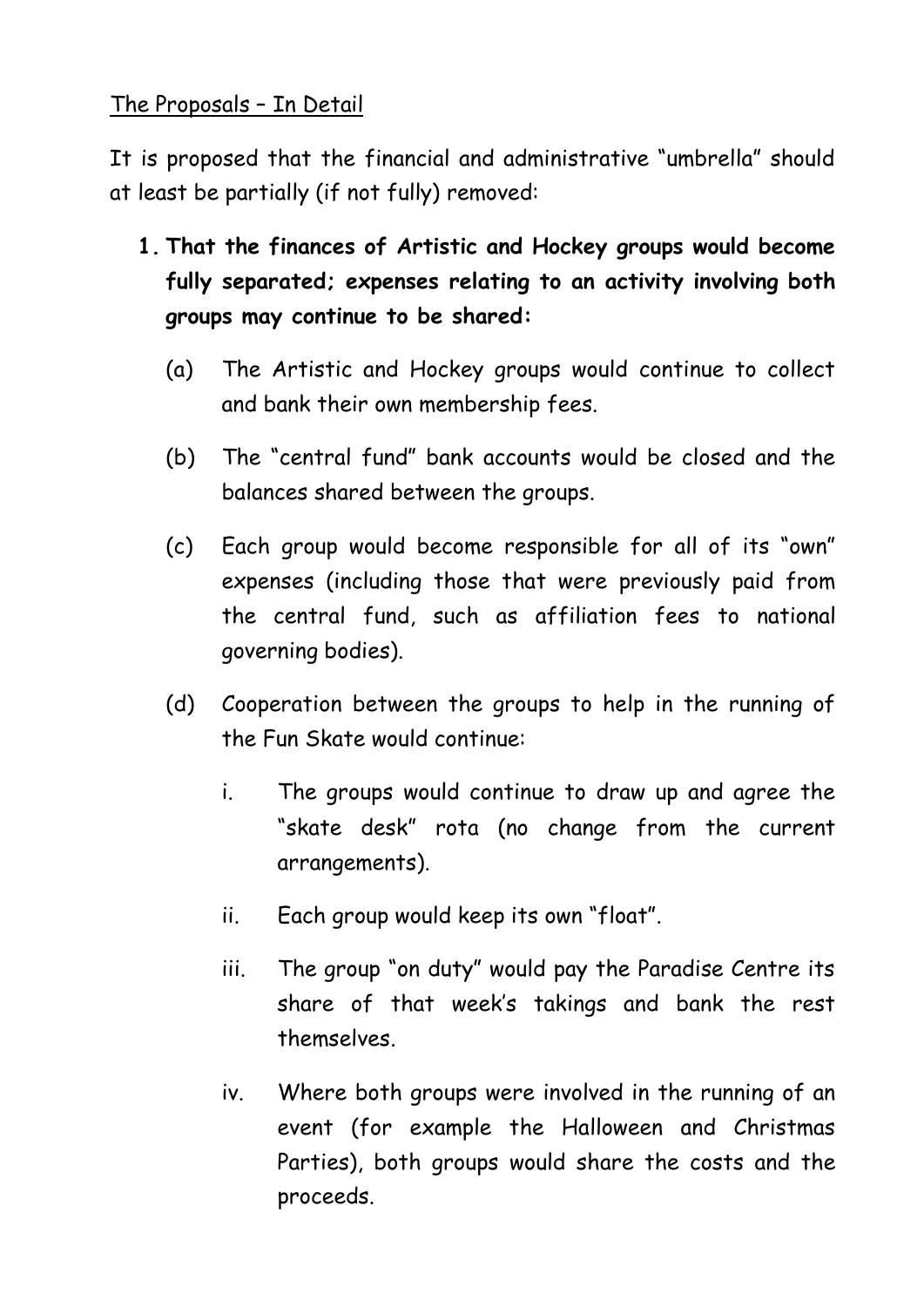The Proposals – In Detail

It is proposed that the financial and administrative "umbrella" should at least be partially (if not fully) removed:

1. **That the finances of Artistic and Hockey groups would become fully separated; expenses relating to an activity involving both groups may continue to be shared:**

   (a) The Artistic and Hockey groups would continue to collect and bank their own membership fees.

   (b) The "central fund" bank accounts would be closed and the balances shared between the groups.

   (c) Each group would become responsible for all of its "own" expenses (including those that were previously paid from the central fund, such as affiliation fees to national governing bodies).

   (d) Cooperation between the groups to help in the running of the Fun Skate would continue:

      i. The groups would continue to draw up and agree the "skate desk" rota (no change from the current arrangements).

      ii. Each group would keep its own "float".

      iii. The group "on duty" would pay the Paradise Centre its share of that week's takings and bank the rest themselves.

      iv. Where both groups were involved in the running of an event (for example the Halloween and Christmas Parties), both groups would share the costs and the proceeds.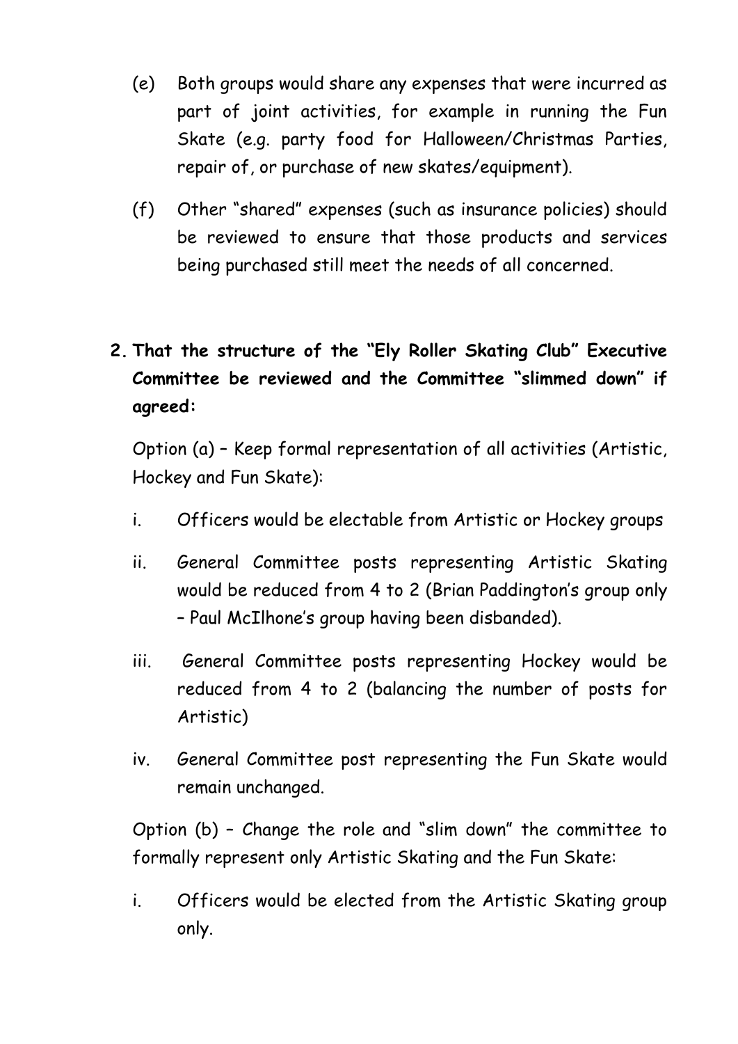(e) Both groups would share any expenses that were incurred as part of joint activities, for example in running the Fun Skate (e.g. party food for Halloween/Christmas Parties, repair of, or purchase of new skates/equipment).

(f) Other "shared" expenses (such as insurance policies) should be reviewed to ensure that those products and services being purchased still meet the needs of all concerned.

**2. That the structure of the "Ely Roller Skating Club" Executive Committee be reviewed and the Committee "slimmed down" if agreed:**

Option (a) – Keep formal representation of all activities (Artistic, Hockey and Fun Skate):

i. Officers would be electable from Artistic or Hockey groups

ii. General Committee posts representing Artistic Skating would be reduced from 4 to 2 (Brian Paddington's group only – Paul McIlhone's group having been disbanded).

iii. General Committee posts representing Hockey would be reduced from 4 to 2 (balancing the number of posts for Artistic)

iv. General Committee post representing the Fun Skate would remain unchanged.

Option (b) – Change the role and "slim down" the committee to formally represent only Artistic Skating and the Fun Skate:

i. Officers would be elected from the Artistic Skating group only.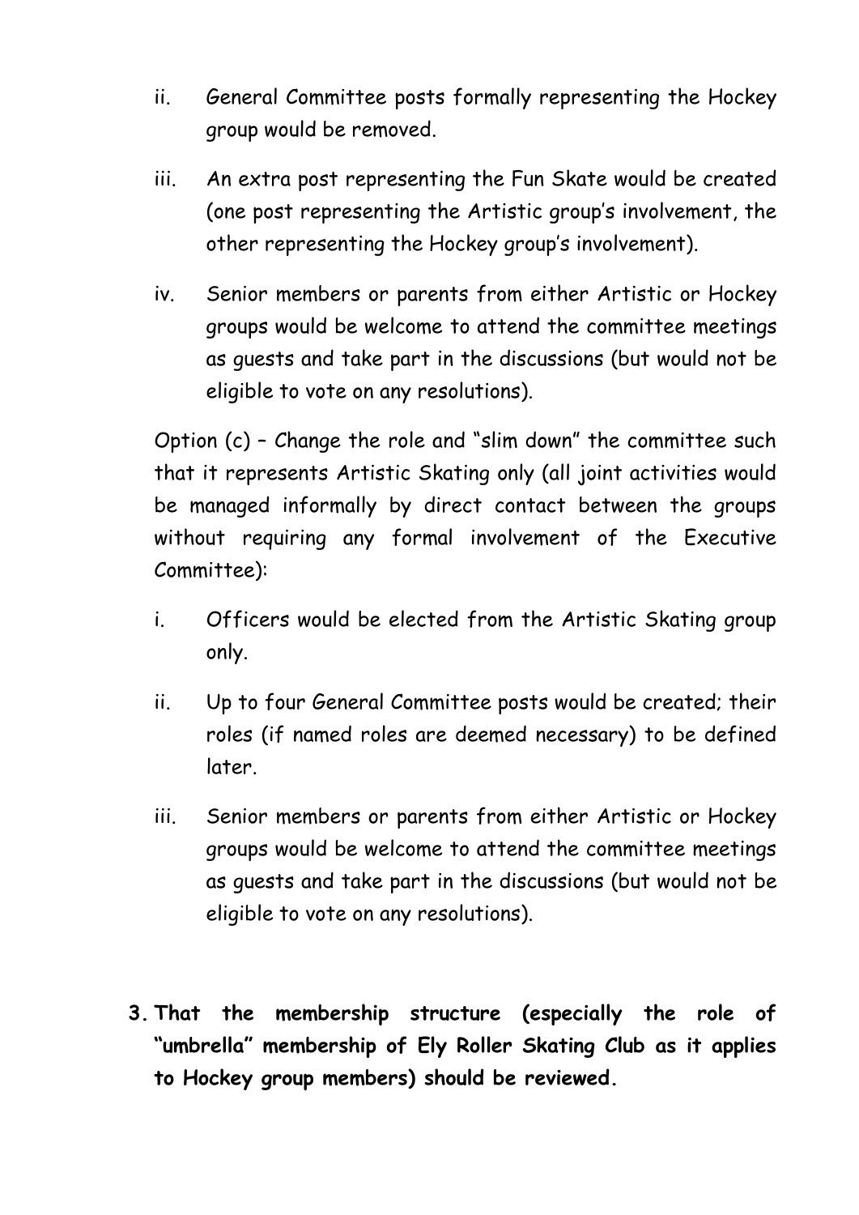ii. General Committee posts formally representing the Hockey group would be removed.

iii. An extra post representing the Fun Skate would be created (one post representing the Artistic group's involvement, the other representing the Hockey group's involvement).

iv. Senior members or parents from either Artistic or Hockey groups would be welcome to attend the committee meetings as guests and take part in the discussions (but would not be eligible to vote on any resolutions).

Option (c) – Change the role and "slim down" the committee such that it represents Artistic Skating only (all joint activities would be managed informally by direct contact between the groups without requiring any formal involvement of the Executive Committee):

i. Officers would be elected from the Artistic Skating group only.

ii. Up to four General Committee posts would be created; their roles (if named roles are deemed necessary) to be defined later.

iii. Senior members or parents from either Artistic or Hockey groups would be welcome to attend the committee meetings as guests and take part in the discussions (but would not be eligible to vote on any resolutions).

3. **That the membership structure (especially the role of "umbrella" membership of Ely Roller Skating Club as it applies to Hockey group members) should be reviewed.**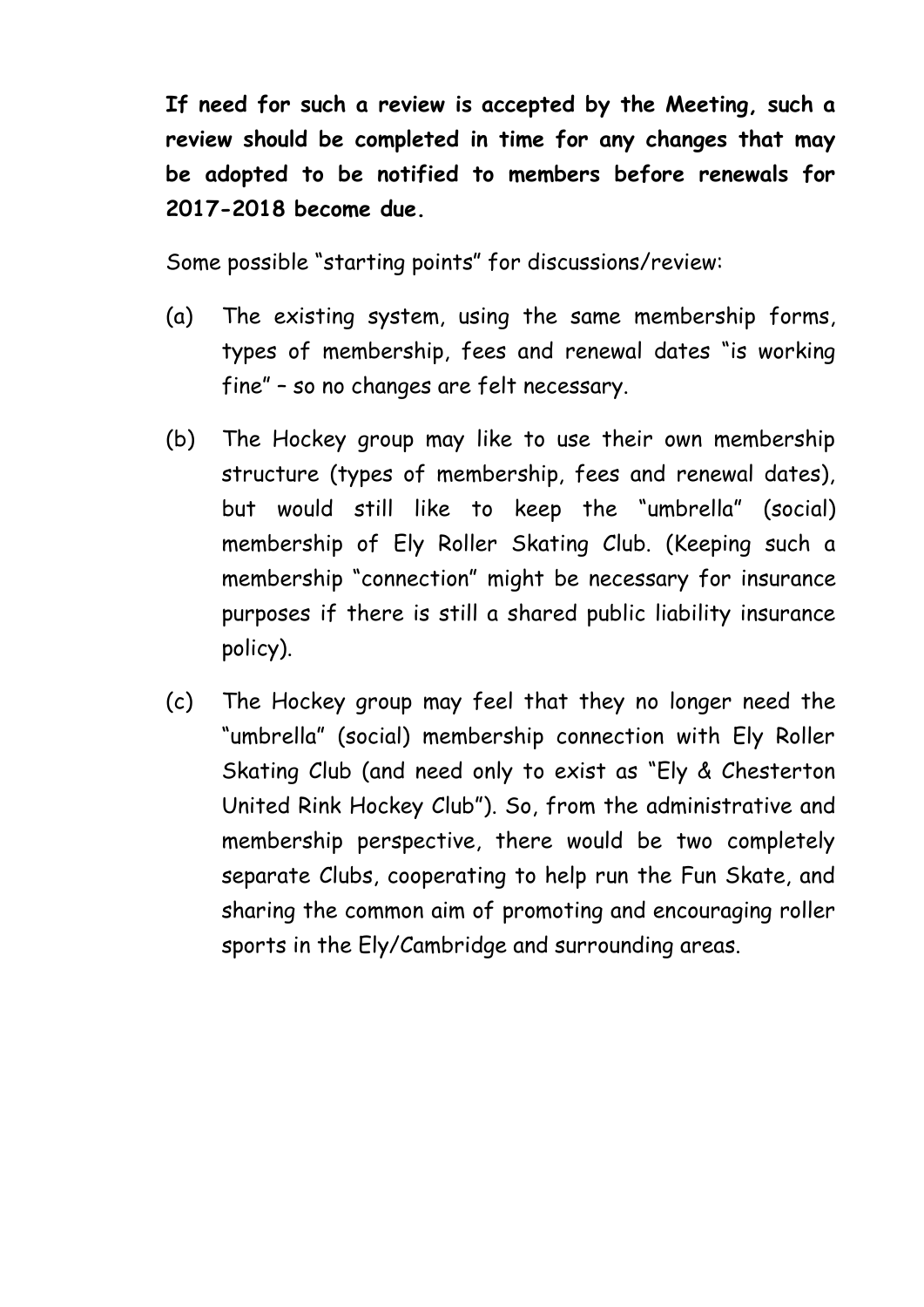**If need for such a review is accepted by the Meeting, such a review should be completed in time for any changes that may be adopted to be notified to members before renewals for 2017-2018 become due.**

Some possible "starting points" for discussions/review:

(a) The existing system, using the same membership forms, types of membership, fees and renewal dates "is working fine" – so no changes are felt necessary.

(b) The Hockey group may like to use their own membership structure (types of membership, fees and renewal dates), but would still like to keep the "umbrella" (social) membership of Ely Roller Skating Club. (Keeping such a membership "connection" might be necessary for insurance purposes if there is still a shared public liability insurance policy).

(c) The Hockey group may feel that they no longer need the "umbrella" (social) membership connection with Ely Roller Skating Club (and need only to exist as "Ely & Chesterton United Rink Hockey Club"). So, from the administrative and membership perspective, there would be two completely separate Clubs, cooperating to help run the Fun Skate, and sharing the common aim of promoting and encouraging roller sports in the Ely/Cambridge and surrounding areas.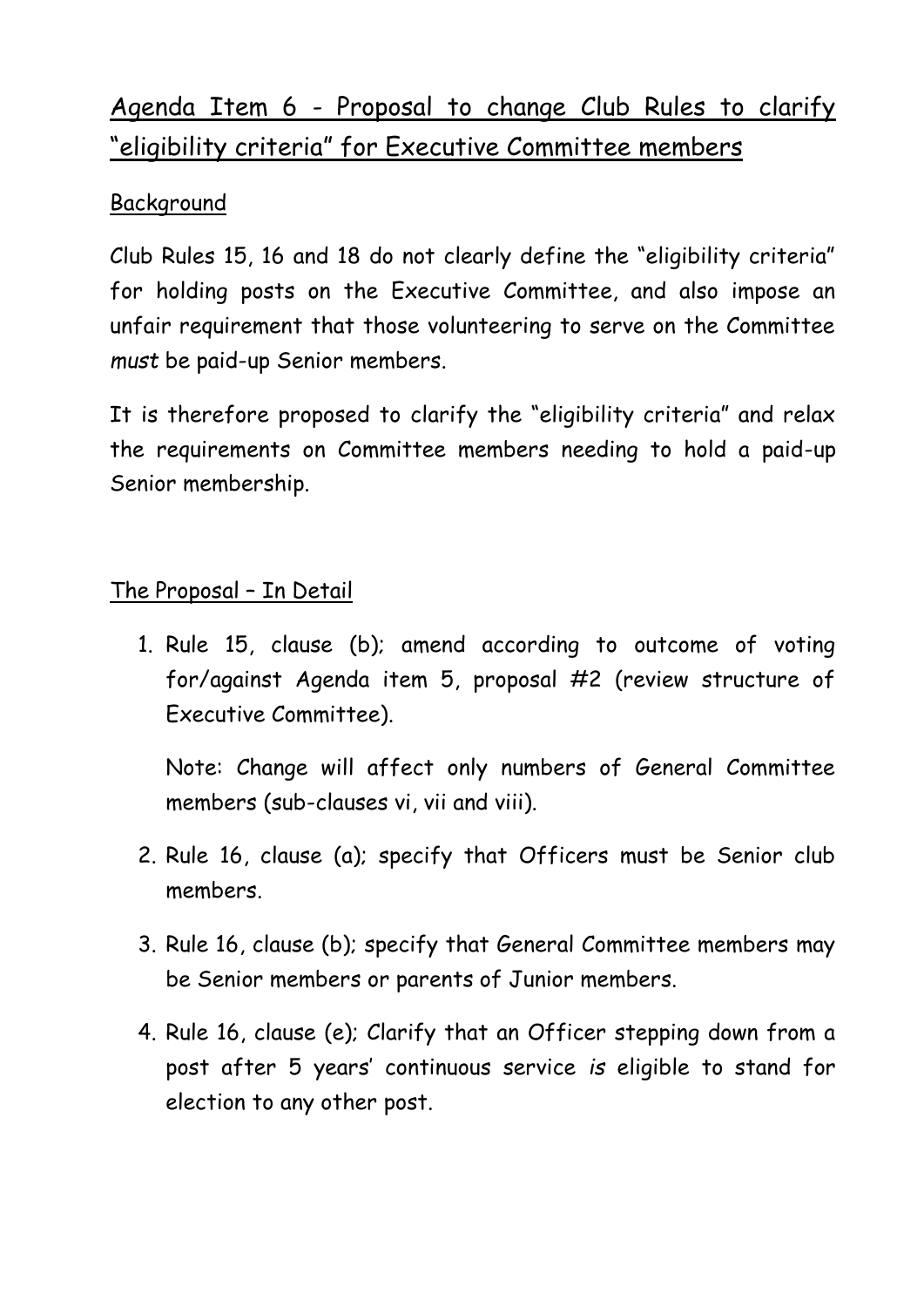# Agenda Item 6 - Proposal to change Club Rules to clarify "eligibility criteria" for Executive Committee members

## Background

Club Rules 15, 16 and 18 do not clearly define the "eligibility criteria" for holding posts on the Executive Committee, and also impose an unfair requirement that those volunteering to serve on the Committee *must* be paid-up Senior members.

It is therefore proposed to clarify the "eligibility criteria" and relax the requirements on Committee members needing to hold a paid-up Senior membership.

## The Proposal – In Detail

1. Rule 15, clause (b); amend according to outcome of voting for/against Agenda item 5, proposal #2 (review structure of Executive Committee).

   Note: Change will affect only numbers of General Committee members (sub-clauses vi, vii and viii).

2. Rule 16, clause (a); specify that Officers must be Senior club members.

3. Rule 16, clause (b); specify that General Committee members may be Senior members or parents of Junior members.

4. Rule 16, clause (e); Clarify that an Officer stepping down from a post after 5 years' continuous service *is* eligible to stand for election to any other post.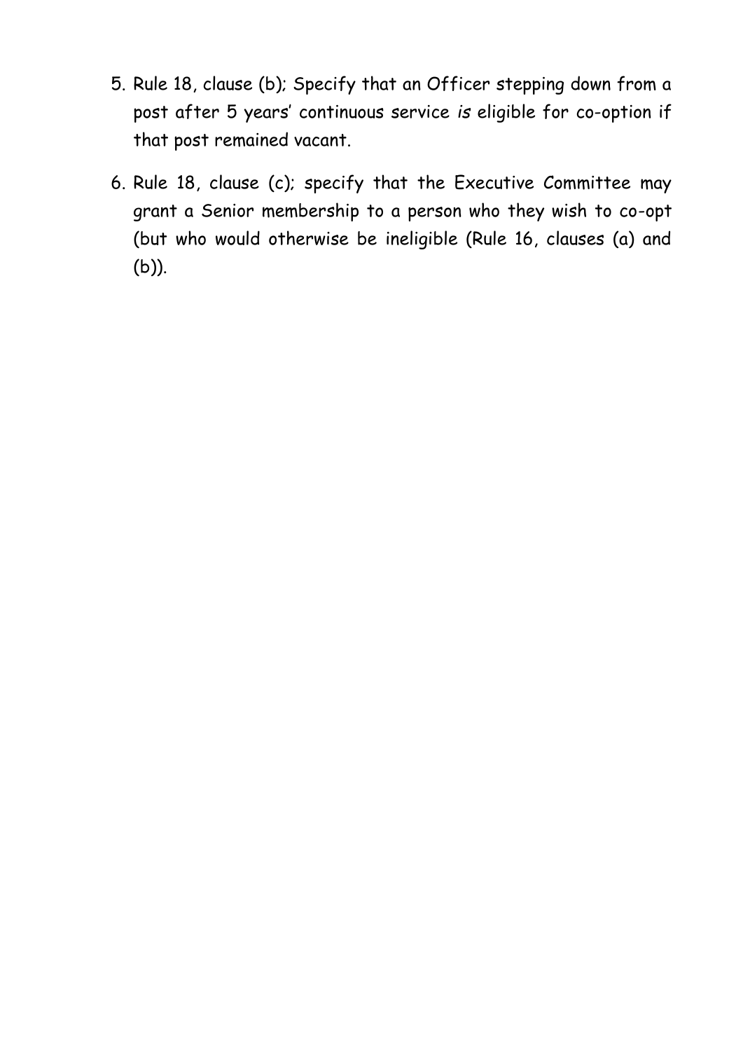5. Rule 18, clause (b); Specify that an Officer stepping down from a post after 5 years' continuous service *is* eligible for co-option if that post remained vacant.

6. Rule 18, clause (c); specify that the Executive Committee may grant a Senior membership to a person who they wish to co-opt (but who would otherwise be ineligible (Rule 16, clauses (a) and (b)).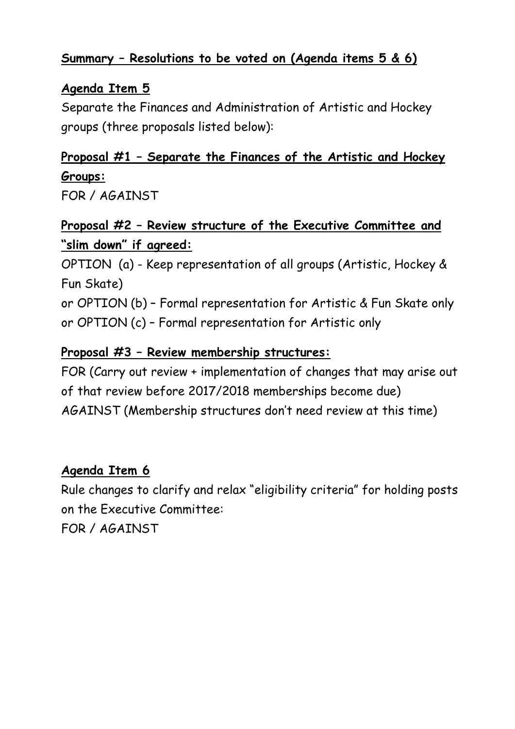## Summary – Resolutions to be voted on (Agenda items 5 & 6)

### Agenda Item 5

Separate the Finances and Administration of Artistic and Hockey groups (three proposals listed below):

**Proposal #1 – Separate the Finances of the Artistic and Hockey Groups:**

FOR / AGAINST

**Proposal #2 – Review structure of the Executive Committee and "slim down" if agreed:**

OPTION (a) - Keep representation of all groups (Artistic, Hockey & Fun Skate)

or OPTION (b) – Formal representation for Artistic & Fun Skate only

or OPTION (c) – Formal representation for Artistic only

**Proposal #3 – Review membership structures:**

FOR (Carry out review + implementation of changes that may arise out of that review before 2017/2018 memberships become due)

AGAINST (Membership structures don't need review at this time)

### Agenda Item 6

Rule changes to clarify and relax "eligibility criteria" for holding posts on the Executive Committee:

FOR / AGAINST